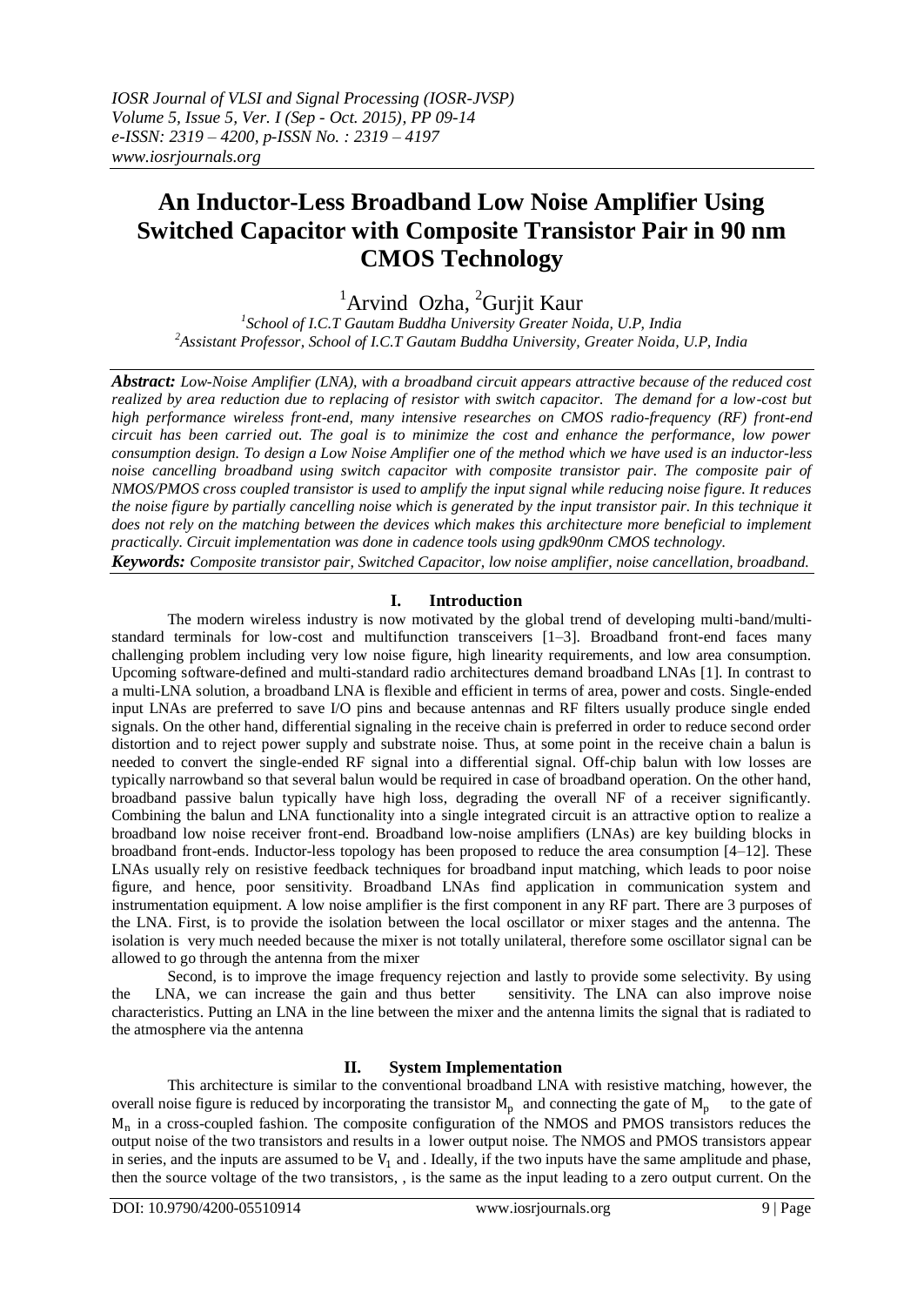# An Inductor-Less Broadband Low Noise Amplifier Using Switched Capacitor with Composite Transistor Pair in 90 nm CMOS Technology

[1]Arvind Ozha, [2]Gurjit Kaur

[1]*School of I.C.T Gautam Buddha University Greater Noida, U.P, India*
[2]*Assistant Professor, School of I.C.T Gautam Buddha University, Greater Noida, U.P, India*

***Abstract:*** *Low-Noise Amplifier (LNA), with a broadband circuit appears attractive because of the reduced cost realized by area reduction due to replacing of resistor with switch capacitor. The demand for a low-cost but high performance wireless front-end, many intensive researches on CMOS radio-frequency (RF) front-end circuit has been carried out. The goal is to minimize the cost and enhance the performance, low power consumption design. To design a Low Noise Amplifier one of the method which we have used is an inductor-less noise cancelling broadband using switch capacitor with composite transistor pair. The composite pair of NMOS/PMOS cross coupled transistor is used to amplify the input signal while reducing noise figure. It reduces the noise figure by partially cancelling noise which is generated by the input transistor pair. In this technique it does not rely on the matching between the devices which makes this architecture more beneficial to implement practically. Circuit implementation was done in cadence tools using gpdk90nm CMOS technology.*

***Keywords:*** *Composite transistor pair, Switched Capacitor, low noise amplifier, noise cancellation, broadband.*

## I. Introduction

The modern wireless industry is now motivated by the global trend of developing multi-band/multi-standard terminals for low-cost and multifunction transceivers [1–3]. Broadband front-end faces many challenging problem including very low noise figure, high linearity requirements, and low area consumption. Upcoming software-defined and multi-standard radio architectures demand broadband LNAs [1]. In contrast to a multi-LNA solution, a broadband LNA is flexible and efficient in terms of area, power and costs. Single-ended input LNAs are preferred to save I/O pins and because antennas and RF filters usually produce single ended signals. On the other hand, differential signaling in the receive chain is preferred in order to reduce second order distortion and to reject power supply and substrate noise. Thus, at some point in the receive chain a balun is needed to convert the single-ended RF signal into a differential signal. Off-chip balun with low losses are typically narrowband so that several balun would be required in case of broadband operation. On the other hand, broadband passive balun typically have high loss, degrading the overall NF of a receiver significantly. Combining the balun and LNA functionality into a single integrated circuit is an attractive option to realize a broadband low noise receiver front-end. Broadband low-noise amplifiers (LNAs) are key building blocks in broadband front-ends. Inductor-less topology has been proposed to reduce the area consumption [4–12]. These LNAs usually rely on resistive feedback techniques for broadband input matching, which leads to poor noise figure, and hence, poor sensitivity. Broadband LNAs find application in communication system and instrumentation equipment. A low noise amplifier is the first component in any RF part. There are 3 purposes of the LNA. First, is to provide the isolation between the local oscillator or mixer stages and the antenna. The isolation is very much needed because the mixer is not totally unilateral, therefore some oscillator signal can be allowed to go through the antenna from the mixer

Second, is to improve the image frequency rejection and lastly to provide some selectivity. By using the LNA, we can increase the gain and thus better sensitivity. The LNA can also improve noise characteristics. Putting an LNA in the line between the mixer and the antenna limits the signal that is radiated to the atmosphere via the antenna

## II. System Implementation

This architecture is similar to the conventional broadband LNA with resistive matching, however, the overall noise figure is reduced by incorporating the transistor $M_p$ and connecting the gate of $M_p$ to the gate of $M_n$ in a cross-coupled fashion. The composite configuration of the NMOS and PMOS transistors reduces the output noise of the two transistors and results in a lower output noise. The NMOS and PMOS transistors appear in series, and the inputs are assumed to be $V_1$ and . Ideally, if the two inputs have the same amplitude and phase, then the source voltage of the two transistors, , is the same as the input leading to a zero output current. On the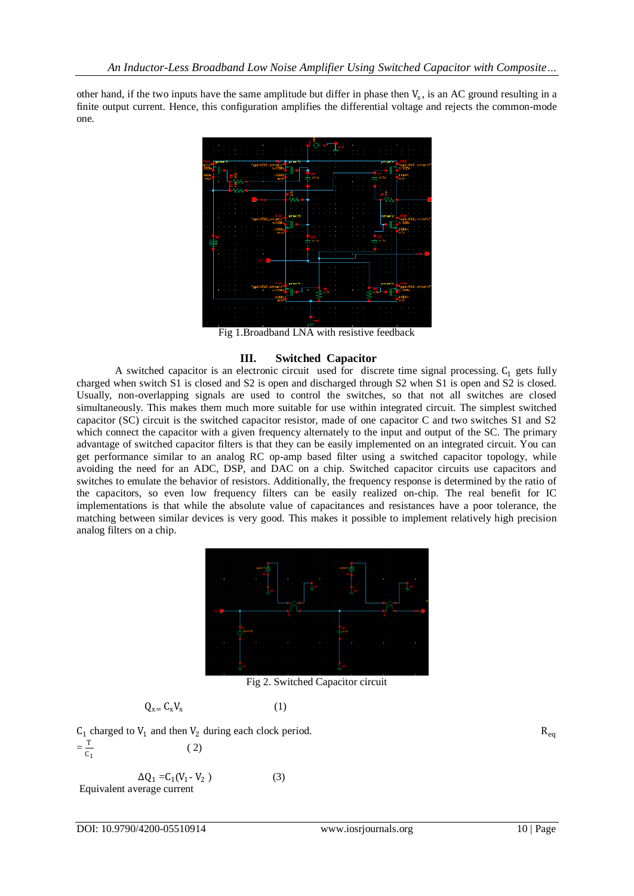other hand, if the two inputs have the same amplitude but differ in phase then $V_s$, is an AC ground resulting in a finite output current. Hence, this configuration amplifies the differential voltage and rejects the common-mode one.

Fig 1.Broadband LNA with resistive feedback

## III. Switched Capacitor

A switched capacitor is an electronic circuit used for discrete time signal processing. $C_1$ gets fully charged when switch S1 is closed and S2 is open and discharged through S2 when S1 is open and S2 is closed. Usually, non-overlapping signals are used to control the switches, so that not all switches are closed simultaneously. This makes them much more suitable for use within integrated circuit. The simplest switched capacitor (SC) circuit is the switched capacitor resistor, made of one capacitor C and two switches S1 and S2 which connect the capacitor with a given frequency alternately to the input and output of the SC. The primary advantage of switched capacitor filters is that they can be easily implemented on an integrated circuit. You can get performance similar to an analog RC op-amp based filter using a switched capacitor topology, while avoiding the need for an ADC, DSP, and DAC on a chip. Switched capacitor circuits use capacitors and switches to emulate the behavior of resistors. Additionally, the frequency response is determined by the ratio of the capacitors, so even low frequency filters can be easily realized on-chip. The real benefit for IC implementations is that while the absolute value of capacitances and resistances have a poor tolerance, the matching between similar devices is very good. This makes it possible to implement relatively high precision analog filters on a chip.

Fig 2. Switched Capacitor circuit

$$Q_x = C_x V_x \qquad (1)$$

$C_1$ charged to $V_1$ and then $V_2$ during each clock period.

$$R_{eq} = \frac{T}{C_1} \qquad (2)$$

$$\Delta Q_1 = C_1(V_1 - V_2) \qquad (3)$$

Equivalent average current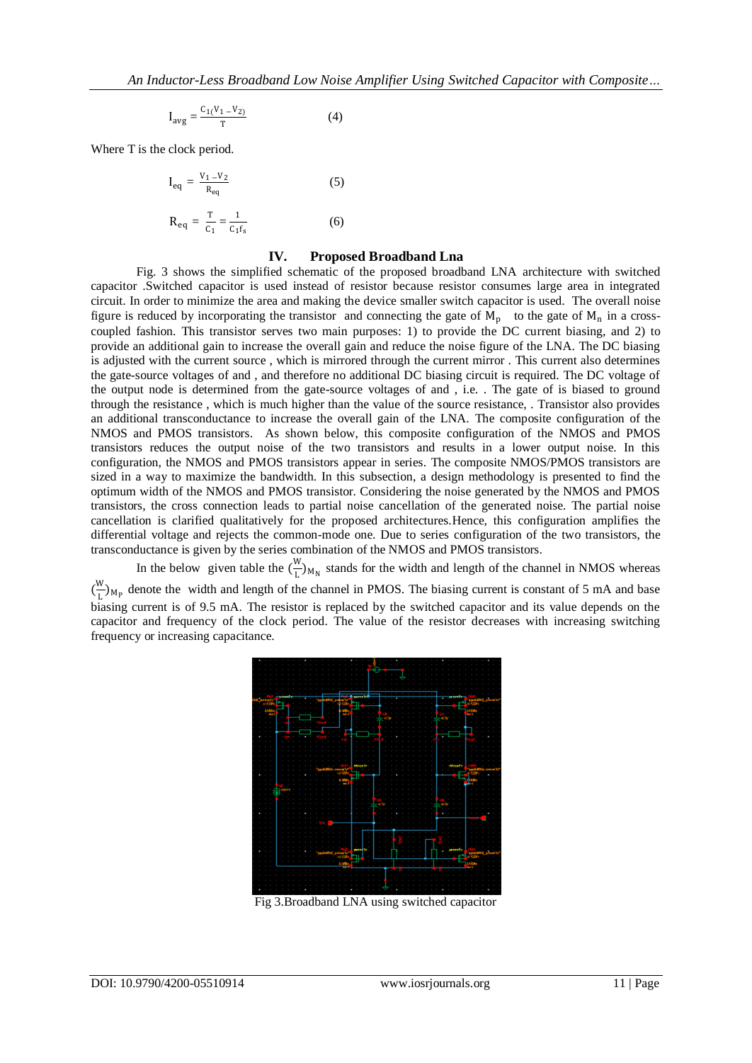$$I_{avg} = \frac{C_1(V_1 - V_2)}{T} \qquad (4)$$

Where T is the clock period.

$$I_{eq} = \frac{V_1 - V_2}{R_{eq}} \qquad (5)$$

$$R_{eq} = \frac{T}{C_1} = \frac{1}{C_1 f_s} \qquad (6)$$

## IV. Proposed Broadband Lna

Fig. 3 shows the simplified schematic of the proposed broadband LNA architecture with switched capacitor .Switched capacitor is used instead of resistor because resistor consumes large area in integrated circuit. In order to minimize the area and making the device smaller switch capacitor is used. The overall noise figure is reduced by incorporating the transistor and connecting the gate of $M_p$ to the gate of $M_n$ in a cross-coupled fashion. This transistor serves two main purposes: 1) to provide the DC current biasing, and 2) to provide an additional gain to increase the overall gain and reduce the noise figure of the LNA. The DC biasing is adjusted with the current source , which is mirrored through the current mirror . This current also determines the gate-source voltages of and , and therefore no additional DC biasing circuit is required. The DC voltage of the output node is determined from the gate-source voltages of and , i.e. . The gate of is biased to ground through the resistance , which is much higher than the value of the source resistance, . Transistor also provides an additional transconductance to increase the overall gain of the LNA. The composite configuration of the NMOS and PMOS transistors. As shown below, this composite configuration of the NMOS and PMOS transistors reduces the output noise of the two transistors and results in a lower output noise. In this configuration, the NMOS and PMOS transistors appear in series. The composite NMOS/PMOS transistors are sized in a way to maximize the bandwidth. In this subsection, a design methodology is presented to find the optimum width of the NMOS and PMOS transistor. Considering the noise generated by the NMOS and PMOS transistors, the cross connection leads to partial noise cancellation of the generated noise. The partial noise cancellation is clarified qualitatively for the proposed architectures.Hence, this configuration amplifies the differential voltage and rejects the common-mode one. Due to series configuration of the two transistors, the transconductance is given by the series combination of the NMOS and PMOS transistors.

In the below given table the $(\frac{W}{L})_{M_N}$ stands for the width and length of the channel in NMOS whereas $(\frac{W}{L})_{M_P}$ denote the width and length of the channel in PMOS. The biasing current is constant of 5 mA and base biasing current is of 9.5 mA. The resistor is replaced by the switched capacitor and its value depends on the capacitor and frequency of the clock period. The value of the resistor decreases with increasing switching frequency or increasing capacitance.

Fig 3.Broadband LNA using switched capacitor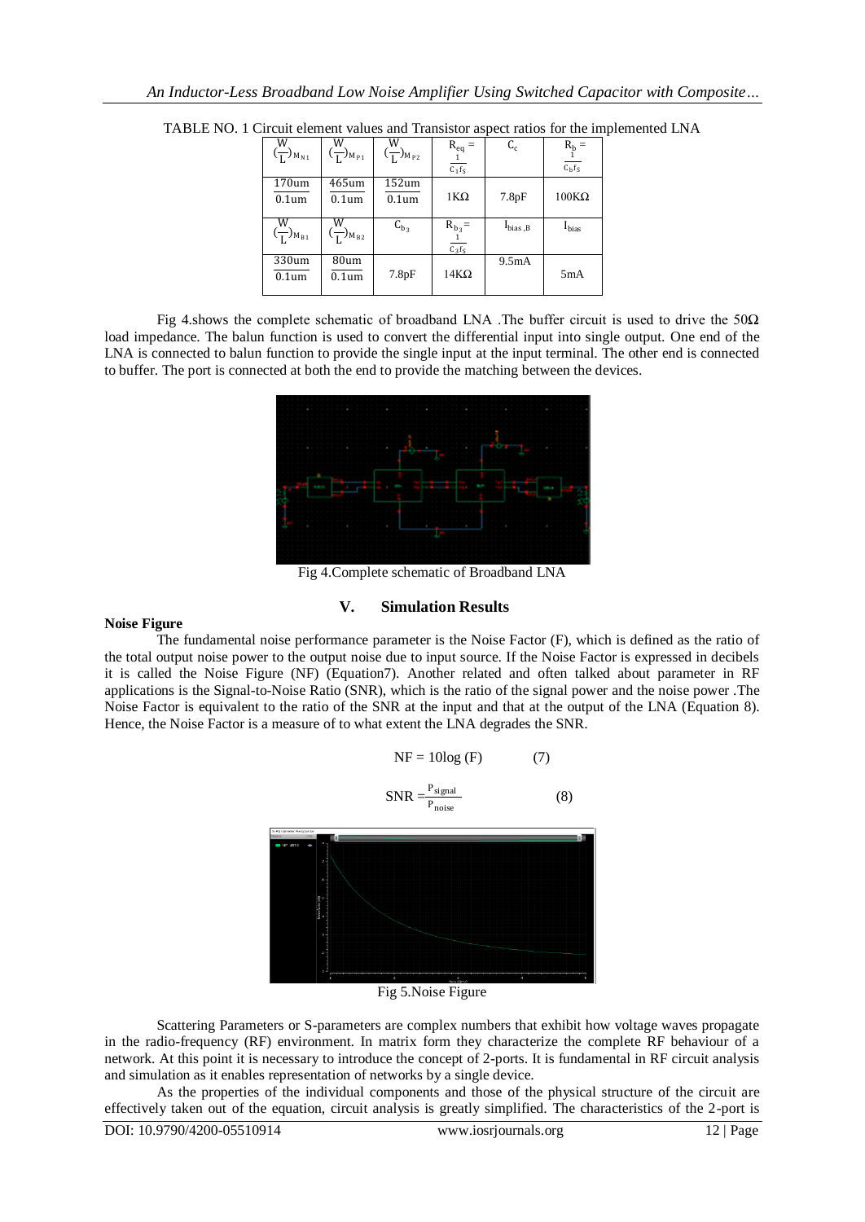TABLE NO. 1 Circuit element values and Transistor aspect ratios for the implemented LNA

| $(\frac{W}{L})_{M_{N1}}$ | $(\frac{W}{L})_{M_{P1}}$ | $(\frac{W}{L})_{M_{P2}}$ | $R_{eq} = \frac{1}{C_1 f_S}$ | $C_c$ | $R_b = \frac{1}{C_b f_S}$ |
|---|---|---|---|---|---|
| $\frac{170um}{0.1um}$ | $\frac{465um}{0.1um}$ | $\frac{152um}{0.1um}$ | 1KΩ | 7.8pF | 100KΩ |
| $(\frac{W}{L})_{M_{B1}}$ | $(\frac{W}{L})_{M_{B2}}$ | $C_{b_3}$ | $R_{b_3} = \frac{1}{C_3 f_S}$ | $I_{bias,B}$ | $I_{bias}$ |
| $\frac{330um}{0.1um}$ | $\frac{80um}{0.1um}$ | 7.8pF | 14KΩ | 9.5mA | 5mA |

Fig 4.shows the complete schematic of broadband LNA .The buffer circuit is used to drive the 50Ω load impedance. The balun function is used to convert the differential input into single output. One end of the LNA is connected to balun function to provide the single input at the input terminal. The other end is connected to buffer. The port is connected at both the end to provide the matching between the devices.

Fig 4.Complete schematic of Broadband LNA

## V. Simulation Results

**Noise Figure**

The fundamental noise performance parameter is the Noise Factor (F), which is defined as the ratio of the total output noise power to the output noise due to input source. If the Noise Factor is expressed in decibels it is called the Noise Figure (NF) (Equation7). Another related and often talked about parameter in RF applications is the Signal-to-Noise Ratio (SNR), which is the ratio of the signal power and the noise power .The Noise Factor is equivalent to the ratio of the SNR at the input and that at the output of the LNA (Equation 8). Hence, the Noise Factor is a measure of to what extent the LNA degrades the SNR.

$$NF = 10\log(F) \qquad (7)$$

$$SNR = \frac{P_{signal}}{P_{noise}} \qquad (8)$$

Fig 5.Noise Figure

Scattering Parameters or S-parameters are complex numbers that exhibit how voltage waves propagate in the radio-frequency (RF) environment. In matrix form they characterize the complete RF behaviour of a network. At this point it is necessary to introduce the concept of 2-ports. It is fundamental in RF circuit analysis and simulation as it enables representation of networks by a single device.

As the properties of the individual components and those of the physical structure of the circuit are effectively taken out of the equation, circuit analysis is greatly simplified. The characteristics of the 2-port is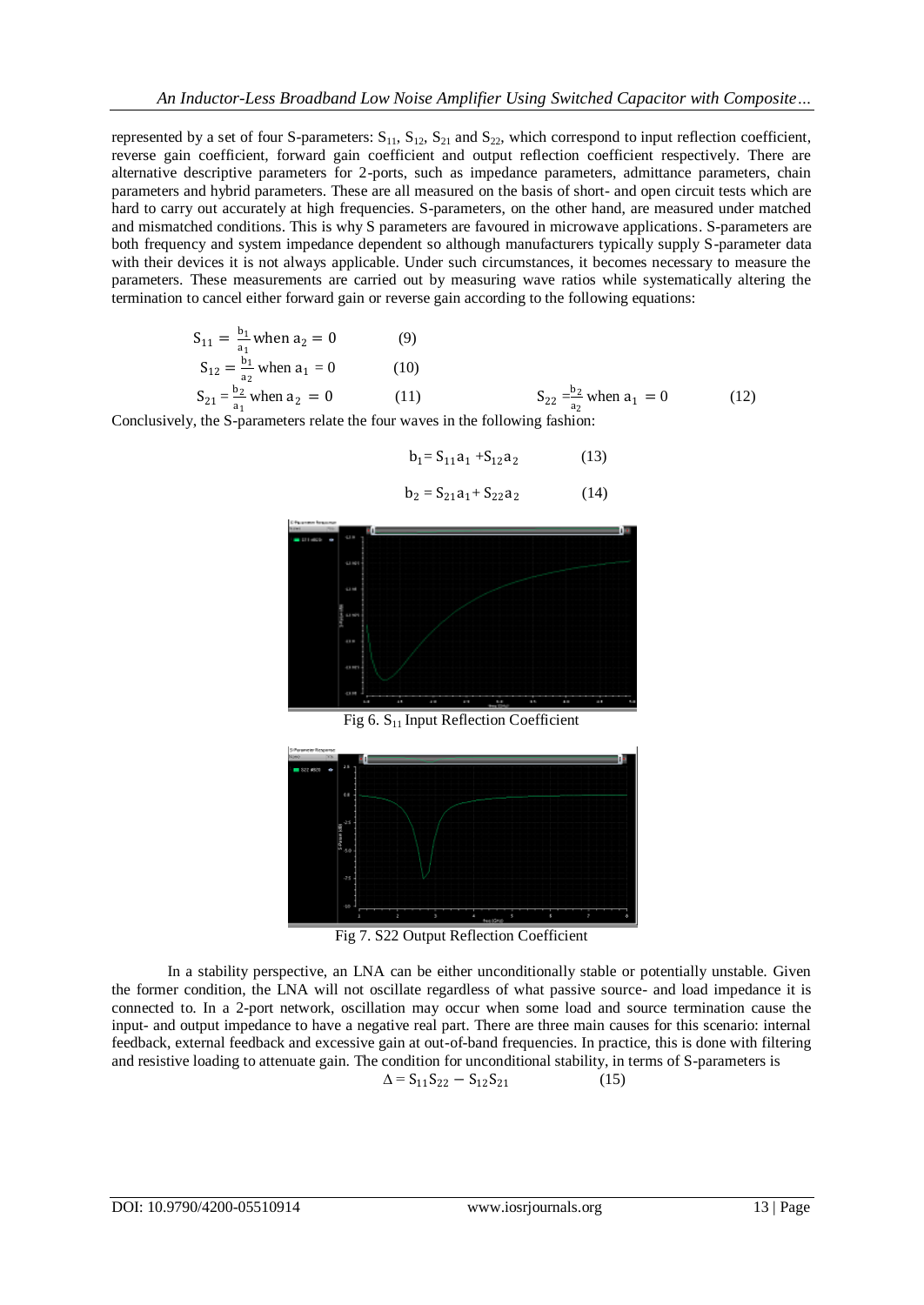represented by a set of four S-parameters: $S_{11}$, $S_{12}$, $S_{21}$ and $S_{22}$, which correspond to input reflection coefficient, reverse gain coefficient, forward gain coefficient and output reflection coefficient respectively. There are alternative descriptive parameters for 2-ports, such as impedance parameters, admittance parameters, chain parameters and hybrid parameters. These are all measured on the basis of short- and open circuit tests which are hard to carry out accurately at high frequencies. S-parameters, on the other hand, are measured under matched and mismatched conditions. This is why S parameters are favoured in microwave applications. S-parameters are both frequency and system impedance dependent so although manufacturers typically supply S-parameter data with their devices it is not always applicable. Under such circumstances, it becomes necessary to measure the parameters. These measurements are carried out by measuring wave ratios while systematically altering the termination to cancel either forward gain or reverse gain according to the following equations:

$$S_{11} = \frac{b_1}{a_1} \text{ when } a_2 = 0 \quad (9)$$

$$S_{12} = \frac{b_1}{a_2} \text{ when } a_1 = 0 \quad (10)$$

$$S_{21} = \frac{b_2}{a_1} \text{ when } a_2 = 0 \quad (11)$$

$$S_{22} = \frac{b_2}{a_2} \text{ when } a_1 = 0 \quad (12)$$

Conclusively, the S-parameters relate the four waves in the following fashion:

$$b_1 = S_{11}a_1 + S_{12}a_2 \quad (13)$$

$$b_2 = S_{21}a_1 + S_{22}a_2 \quad (14)$$

Fig 6. $S_{11}$ Input Reflection Coefficient

Fig 7. S22 Output Reflection Coefficient

In a stability perspective, an LNA can be either unconditionally stable or potentially unstable. Given the former condition, the LNA will not oscillate regardless of what passive source- and load impedance it is connected to. In a 2-port network, oscillation may occur when some load and source termination cause the input- and output impedance to have a negative real part. There are three main causes for this scenario: internal feedback, external feedback and excessive gain at out-of-band frequencies. In practice, this is done with filtering and resistive loading to attenuate gain. The condition for unconditional stability, in terms of S-parameters is

$$\Delta = S_{11}S_{22} - S_{12}S_{21} \quad (15)$$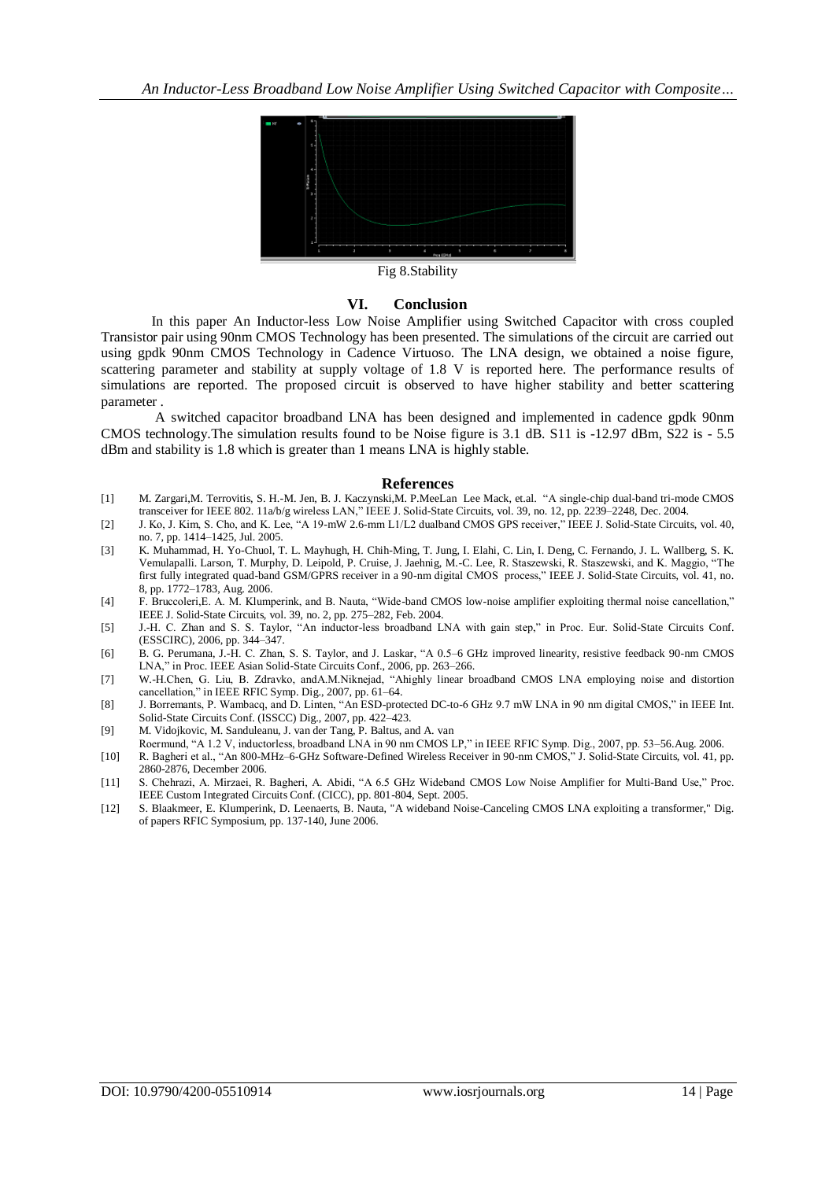Fig 8.Stability

## VI. Conclusion

In this paper An Inductor-less Low Noise Amplifier using Switched Capacitor with cross coupled Transistor pair using 90nm CMOS Technology has been presented. The simulations of the circuit are carried out using gpdk 90nm CMOS Technology in Cadence Virtuoso. The LNA design, we obtained a noise figure, scattering parameter and stability at supply voltage of 1.8 V is reported here. The performance results of simulations are reported. The proposed circuit is observed to have higher stability and better scattering parameter .

A switched capacitor broadband LNA has been designed and implemented in cadence gpdk 90nm CMOS technology.The simulation results found to be Noise figure is 3.1 dB. S11 is -12.97 dBm, S22 is - 5.5 dBm and stability is 1.8 which is greater than 1 means LNA is highly stable.

## References

[1] M. Zargari,M. Terrovitis, S. H.-M. Jen, B. J. Kaczynski,M. P.MeeLan Lee Mack, et.al. "A single-chip dual-band tri-mode CMOS transceiver for IEEE 802. 11a/b/g wireless LAN," IEEE J. Solid-State Circuits, vol. 39, no. 12, pp. 2239–2248, Dec. 2004.

[2] J. Ko, J. Kim, S. Cho, and K. Lee, "A 19-mW 2.6-mm L1/L2 dualband CMOS GPS receiver," IEEE J. Solid-State Circuits, vol. 40, no. 7, pp. 1414–1425, Jul. 2005.

[3] K. Muhammad, H. Yo-Chuol, T. L. Mayhugh, H. Chih-Ming, T. Jung, I. Elahi, C. Lin, I. Deng, C. Fernando, J. L. Wallberg, S. K. Vemulapalli. Larson, T. Murphy, D. Leipold, P. Cruise, J. Jaehnig, M.-C. Lee, R. Staszewski, R. Staszewski, and K. Maggio, "The first fully integrated quad-band GSM/GPRS receiver in a 90-nm digital CMOS process," IEEE J. Solid-State Circuits, vol. 41, no. 8, pp. 1772–1783, Aug. 2006.

[4] F. Bruccoleri,E. A. M. Klumperink, and B. Nauta, "Wide-band CMOS low-noise amplifier exploiting thermal noise cancellation," IEEE J. Solid-State Circuits, vol. 39, no. 2, pp. 275–282, Feb. 2004.

[5] J.-H. C. Zhan and S. S. Taylor, "An inductor-less broadband LNA with gain step," in Proc. Eur. Solid-State Circuits Conf. (ESSCIRC), 2006, pp. 344–347.

[6] B. G. Perumana, J.-H. C. Zhan, S. S. Taylor, and J. Laskar, "A 0.5–6 GHz improved linearity, resistive feedback 90-nm CMOS LNA," in Proc. IEEE Asian Solid-State Circuits Conf., 2006, pp. 263–266.

[7] W.-H.Chen, G. Liu, B. Zdravko, andA.M.Niknejad, "Ahighly linear broadband CMOS LNA employing noise and distortion cancellation," in IEEE RFIC Symp. Dig., 2007, pp. 61–64.

[8] J. Borremants, P. Wambacq, and D. Linten, "An ESD-protected DC-to-6 GHz 9.7 mW LNA in 90 nm digital CMOS," in IEEE Int. Solid-State Circuits Conf. (ISSCC) Dig., 2007, pp. 422–423.

[9] M. Vidojkovic, M. Sanduleanu, J. van der Tang, P. Baltus, and A. van Roermund, "A 1.2 V, inductorless, broadband LNA in 90 nm CMOS LP," in IEEE RFIC Symp. Dig., 2007, pp. 53–56.Aug. 2006.

[10] R. Bagheri et al., "An 800-MHz–6-GHz Software-Defined Wireless Receiver in 90-nm CMOS," J. Solid-State Circuits, vol. 41, pp. 2860-2876, December 2006.

[11] S. Chehrazi, A. Mirzaei, R. Bagheri, A. Abidi, "A 6.5 GHz Wideband CMOS Low Noise Amplifier for Multi-Band Use," Proc. IEEE Custom Integrated Circuits Conf. (CICC), pp. 801-804, Sept. 2005.

[12] S. Blaakmeer, E. Klumperink, D. Leenaerts, B. Nauta, "A wideband Noise-Canceling CMOS LNA exploiting a transformer," Dig. of papers RFIC Symposium, pp. 137-140, June 2006.